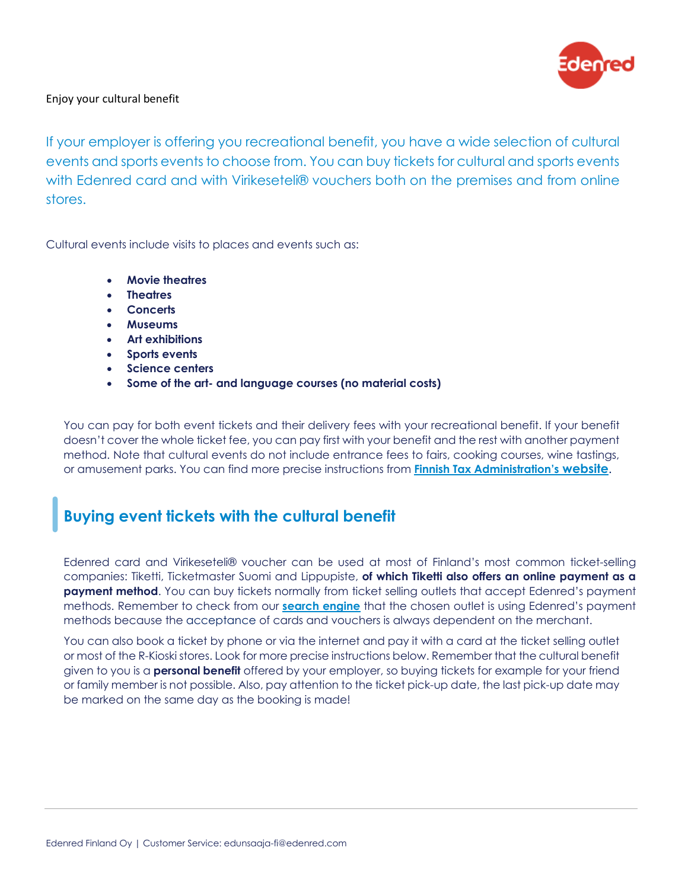Enjoy your cultural benefit

If your employer is offering you recreational benefit, you have a wide selection of cultural events and sports events to choose from. You can buy tickets for cultural and sports events with Edenred card and with Virikeseteli® vouchers both on the premises and from online stores.

Cultural events include visits to places and events such as:

- **Movie theatres**
- **Theatres**
- **Concerts**
- **Museums**
- **Art exhibitions**
- **Sports events**
- **Science centers**
- **Some of the art- and language courses (no material costs)**

You can pay for both event tickets and their delivery fees with your recreational benefit. If your benefit doesn't cover the whole ticket fee, you can pay first with your benefit and the rest with another payment method. Note that cultural events do not include entrance fees to fairs, cooking courses, wine tastings, or amusement parks. You can find more precise instructions from **Finnish Tax Administration's website**.

## Buying event tickets with the cultural benefit

Edenred card and Virikeseteli® voucher can be used at most of Finland's most common ticket-selling companies: Tiketti, Ticketmaster Suomi and Lippupiste, **of which Tiketti also offers an online payment as a payment method**. You can buy tickets normally from ticket selling outlets that accept Edenred's payment methods. Remember to check from our **search engine** that the chosen outlet is using Edenred's payment methods because the acceptance of cards and vouchers is always dependent on the merchant.

You can also book a ticket by phone or via the internet and pay it with a card at the ticket selling outlet or most of the R-Kioski stores. Look for more precise instructions below. Remember that the cultural benefit given to you is a **personal benefit** offered by your employer, so buying tickets for example for your friend or family member is not possible. Also, pay attention to the ticket pick-up date, the last pick-up date may be marked on the same day as the booking is made!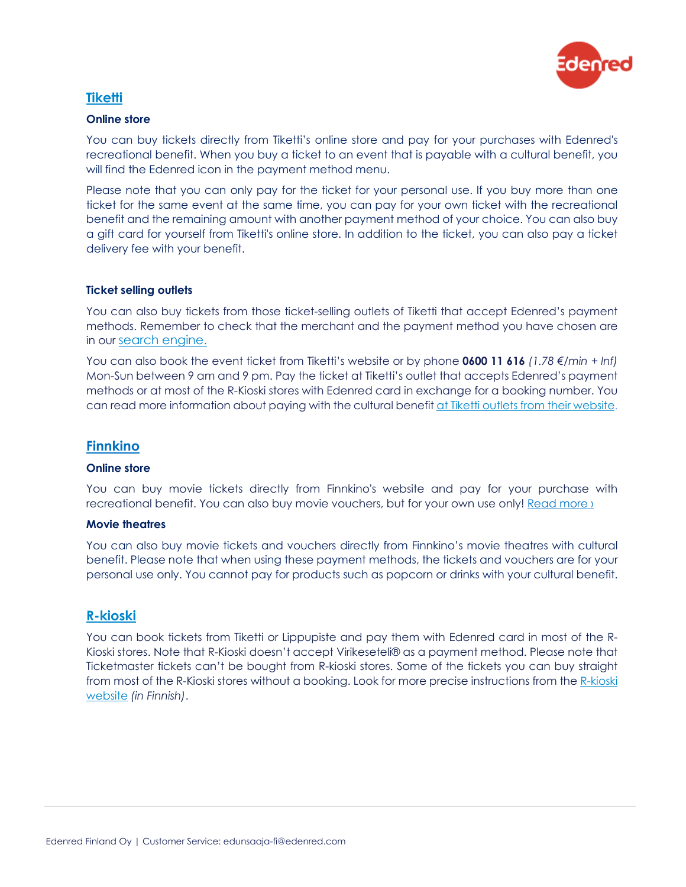## Tiketti

### Online store

You can buy tickets directly from Tiketti's online store and pay for your purchases with Edenred's recreational benefit. When you buy a ticket to an event that is payable with a cultural benefit, you will find the Edenred icon in the payment method menu.

Please note that you can only pay for the ticket for your personal use. If you buy more than one ticket for the same event at the same time, you can pay for your own ticket with the recreational benefit and the remaining amount with another payment method of your choice. You can also buy a gift card for yourself from Tiketti's online store. In addition to the ticket, you can also pay a ticket delivery fee with your benefit.

### Ticket selling outlets

You can also buy tickets from those ticket-selling outlets of Tiketti that accept Edenred's payment methods. Remember to check that the merchant and the payment method you have chosen are in our search engine.

You can also book the event ticket from Tiketti's website or by phone **0600 11 616** *(1.78 €/min + lnf)* Mon-Sun between 9 am and 9 pm. Pay the ticket at Tiketti's outlet that accepts Edenred's payment methods or at most of the R-Kioski stores with Edenred card in exchange for a booking number. You can read more information about paying with the cultural benefit at Tiketti outlets from their website.

## Finnkino

### Online store

You can buy movie tickets directly from Finnkino's website and pay for your purchase with recreational benefit. You can also buy movie vouchers, but for your own use only! Read more ›

### Movie theatres

You can also buy movie tickets and vouchers directly from Finnkino's movie theatres with cultural benefit. Please note that when using these payment methods, the tickets and vouchers are for your personal use only. You cannot pay for products such as popcorn or drinks with your cultural benefit.

## R-kioski

You can book tickets from Tiketti or Lippupiste and pay them with Edenred card in most of the R-Kioski stores. Note that R-Kioski doesn't accept Virikeseteli® as a payment method. Please note that Ticketmaster tickets can't be bought from R-kioski stores. Some of the tickets you can buy straight from most of the R-Kioski stores without a booking. Look for more precise instructions from the R-kioski website *(in Finnish)*.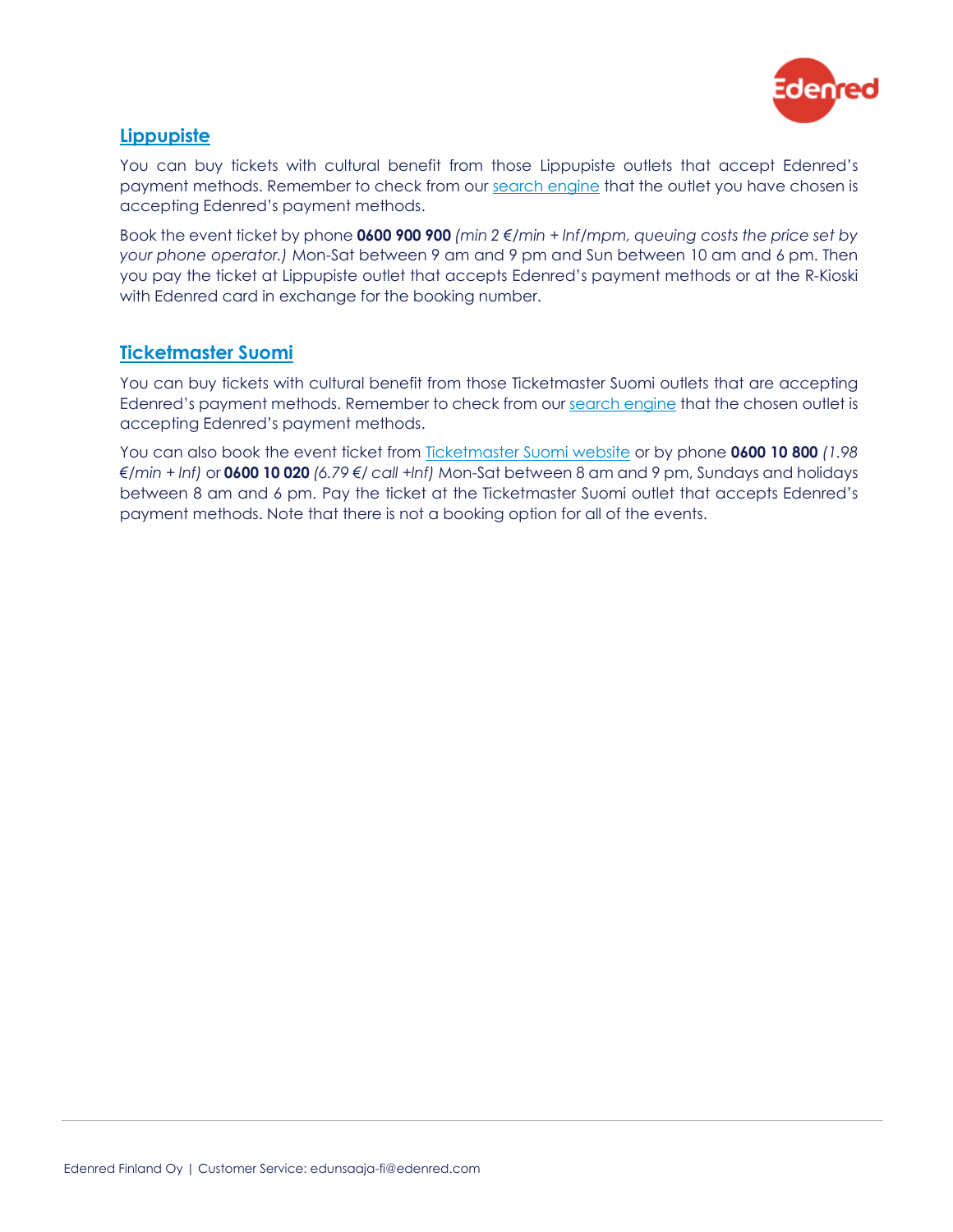## Lippupiste

You can buy tickets with cultural benefit from those Lippupiste outlets that accept Edenred's payment methods. Remember to check from our search engine that the outlet you have chosen is accepting Edenred's payment methods.

Book the event ticket by phone **0600 900 900** *(min 2 €/min + lnf/mpm, queuing costs the price set by your phone operator.)* Mon-Sat between 9 am and 9 pm and Sun between 10 am and 6 pm. Then you pay the ticket at Lippupiste outlet that accepts Edenred's payment methods or at the R-Kioski with Edenred card in exchange for the booking number.

## Ticketmaster Suomi

You can buy tickets with cultural benefit from those Ticketmaster Suomi outlets that are accepting Edenred's payment methods. Remember to check from our search engine that the chosen outlet is accepting Edenred's payment methods.

You can also book the event ticket from Ticketmaster Suomi website or by phone **0600 10 800** *(1.98 €/min + lnf)* or **0600 10 020** *(6.79 €/ call +lnf)* Mon-Sat between 8 am and 9 pm, Sundays and holidays between 8 am and 6 pm. Pay the ticket at the Ticketmaster Suomi outlet that accepts Edenred's payment methods. Note that there is not a booking option for all of the events.